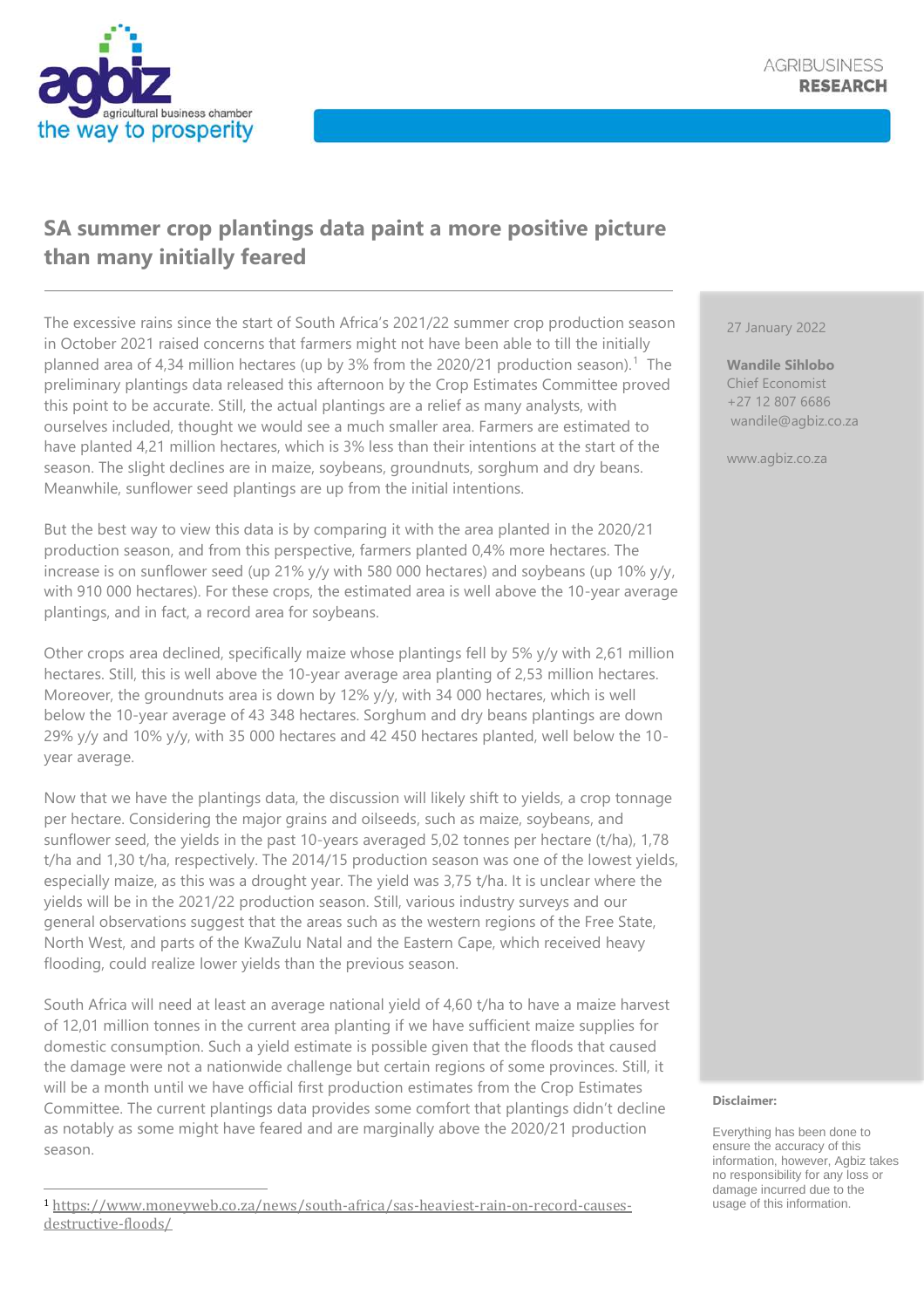agbiz
agricultural business chamber
the way to prosperity

AGRIBUSINESS
**RESEARCH**

## SA summer crop plantings data paint a more positive picture than many initially feared

27 January 2022

**Wandile Sihlobo**
Chief Economist
+27 12 807 6686
wandile@agbiz.co.za

www.agbiz.co.za

The excessive rains since the start of South Africa's 2021/22 summer crop production season in October 2021 raised concerns that farmers might not have been able to till the initially planned area of 4,34 million hectares (up by 3% from the 2020/21 production season).[1] The preliminary plantings data released this afternoon by the Crop Estimates Committee proved this point to be accurate. Still, the actual plantings are a relief as many analysts, with ourselves included, thought we would see a much smaller area. Farmers are estimated to have planted 4,21 million hectares, which is 3% less than their intentions at the start of the season. The slight declines are in maize, soybeans, groundnuts, sorghum and dry beans. Meanwhile, sunflower seed plantings are up from the initial intentions.

But the best way to view this data is by comparing it with the area planted in the 2020/21 production season, and from this perspective, farmers planted 0,4% more hectares. The increase is on sunflower seed (up 21% y/y with 580 000 hectares) and soybeans (up 10% y/y, with 910 000 hectares). For these crops, the estimated area is well above the 10-year average plantings, and in fact, a record area for soybeans.

Other crops area declined, specifically maize whose plantings fell by 5% y/y with 2,61 million hectares. Still, this is well above the 10-year average area planting of 2,53 million hectares. Moreover, the groundnuts area is down by 12% y/y, with 34 000 hectares, which is well below the 10-year average of 43 348 hectares. Sorghum and dry beans plantings are down 29% y/y and 10% y/y, with 35 000 hectares and 42 450 hectares planted, well below the 10-year average.

Now that we have the plantings data, the discussion will likely shift to yields, a crop tonnage per hectare. Considering the major grains and oilseeds, such as maize, soybeans, and sunflower seed, the yields in the past 10-years averaged 5,02 tonnes per hectare (t/ha), 1,78 t/ha and 1,30 t/ha, respectively. The 2014/15 production season was one of the lowest yields, especially maize, as this was a drought year. The yield was 3,75 t/ha. It is unclear where the yields will be in the 2021/22 production season. Still, various industry surveys and our general observations suggest that the areas such as the western regions of the Free State, North West, and parts of the KwaZulu Natal and the Eastern Cape, which received heavy flooding, could realize lower yields than the previous season.

South Africa will need at least an average national yield of 4,60 t/ha to have a maize harvest of 12,01 million tonnes in the current area planting if we have sufficient maize supplies for domestic consumption. Such a yield estimate is possible given that the floods that caused the damage were not a nationwide challenge but certain regions of some provinces. Still, it will be a month until we have official first production estimates from the Crop Estimates Committee. The current plantings data provides some comfort that plantings didn't decline as notably as some might have feared and are marginally above the 2020/21 production season.

**Disclaimer:**

Everything has been done to ensure the accuracy of this information, however, Agbiz takes no responsibility for any loss or damage incurred due to the usage of this information.

---

[1] https://www.moneyweb.co.za/news/south-africa/sas-heaviest-rain-on-record-causes-destructive-floods/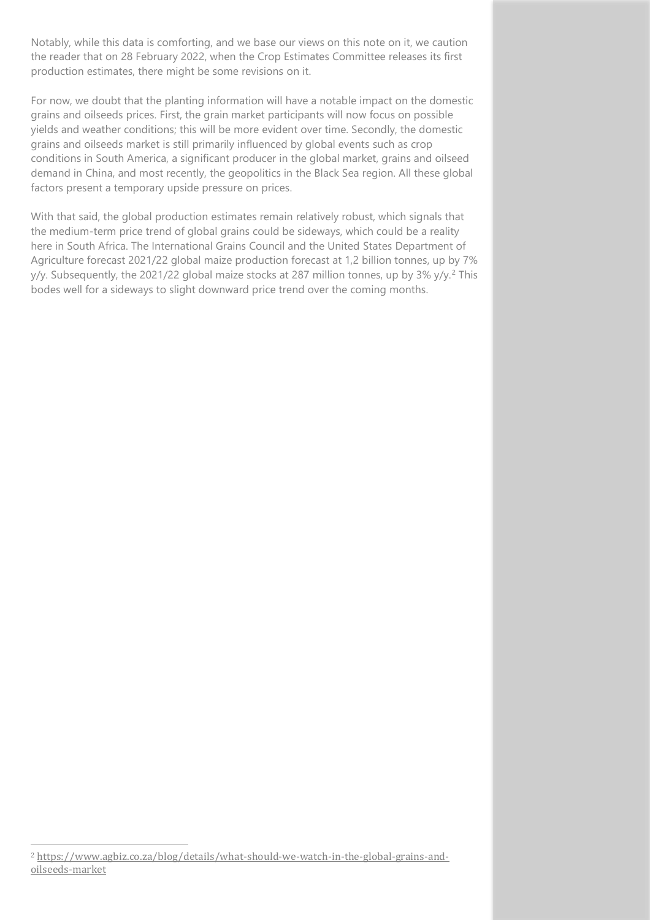Notably, while this data is comforting, and we base our views on this note on it, we caution the reader that on 28 February 2022, when the Crop Estimates Committee releases its first production estimates, there might be some revisions on it.

For now, we doubt that the planting information will have a notable impact on the domestic grains and oilseeds prices. First, the grain market participants will now focus on possible yields and weather conditions; this will be more evident over time. Secondly, the domestic grains and oilseeds market is still primarily influenced by global events such as crop conditions in South America, a significant producer in the global market, grains and oilseed demand in China, and most recently, the geopolitics in the Black Sea region. All these global factors present a temporary upside pressure on prices.

With that said, the global production estimates remain relatively robust, which signals that the medium-term price trend of global grains could be sideways, which could be a reality here in South Africa. The International Grains Council and the United States Department of Agriculture forecast 2021/22 global maize production forecast at 1,2 billion tonnes, up by 7% y/y. Subsequently, the 2021/22 global maize stocks at 287 million tonnes, up by 3% y/y.[2] This bodes well for a sideways to slight downward price trend over the coming months.

---

[2] https://www.agbiz.co.za/blog/details/what-should-we-watch-in-the-global-grains-and-oilseeds-market